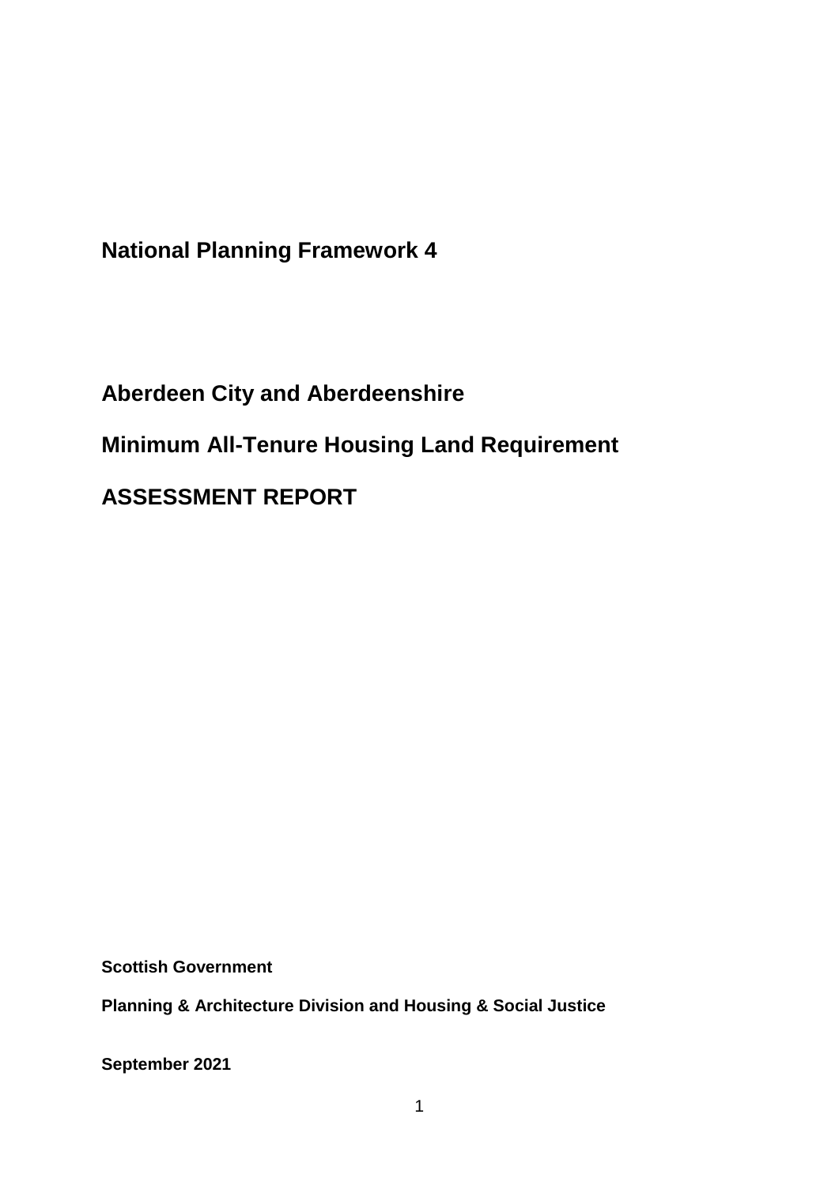# National Planning Framework 4

## Aberdeen City and Aberdeenshire

## Minimum All-Tenure Housing Land Requirement

## ASSESSMENT REPORT

**Scottish Government**

**Planning & Architecture Division and Housing & Social Justice**

**September 2021**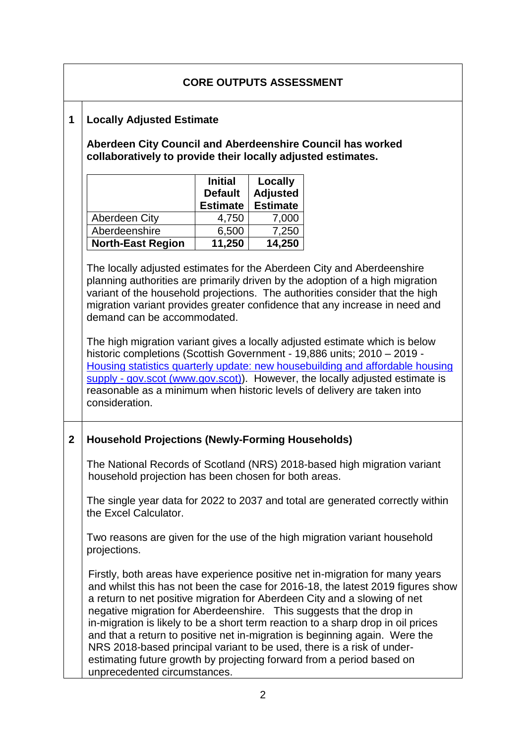## CORE OUTPUTS ASSESSMENT

### 1 Locally Adjusted Estimate

**Aberdeen City Council and Aberdeenshire Council has worked collaboratively to provide their locally adjusted estimates.**

| | Initial Default Estimate | Locally Adjusted Estimate |
|---|---|---|
| Aberdeen City | 4,750 | 7,000 |
| Aberdeenshire | 6,500 | 7,250 |
| **North-East Region** | **11,250** | **14,250** |

The locally adjusted estimates for the Aberdeen City and Aberdeenshire planning authorities are primarily driven by the adoption of a high migration variant of the household projections. The authorities consider that the high migration variant provides greater confidence that any increase in need and demand can be accommodated.

The high migration variant gives a locally adjusted estimate which is below historic completions (Scottish Government - 19,886 units; 2010 – 2019 - [Housing statistics quarterly update: new housebuilding and affordable housing supply - gov.scot (www.gov.scot)](https://www.gov.scot)). However, the locally adjusted estimate is reasonable as a minimum when historic levels of delivery are taken into consideration.

### 2 Household Projections (Newly-Forming Households)

The National Records of Scotland (NRS) 2018-based high migration variant household projection has been chosen for both areas.

The single year data for 2022 to 2037 and total are generated correctly within the Excel Calculator.

Two reasons are given for the use of the high migration variant household projections.

Firstly, both areas have experience positive net in-migration for many years and whilst this has not been the case for 2016-18, the latest 2019 figures show a return to net positive migration for Aberdeen City and a slowing of net negative migration for Aberdeenshire. This suggests that the drop in in-migration is likely to be a short term reaction to a sharp drop in oil prices and that a return to positive net in-migration is beginning again. Were the NRS 2018-based principal variant to be used, there is a risk of under-estimating future growth by projecting forward from a period based on unprecedented circumstances.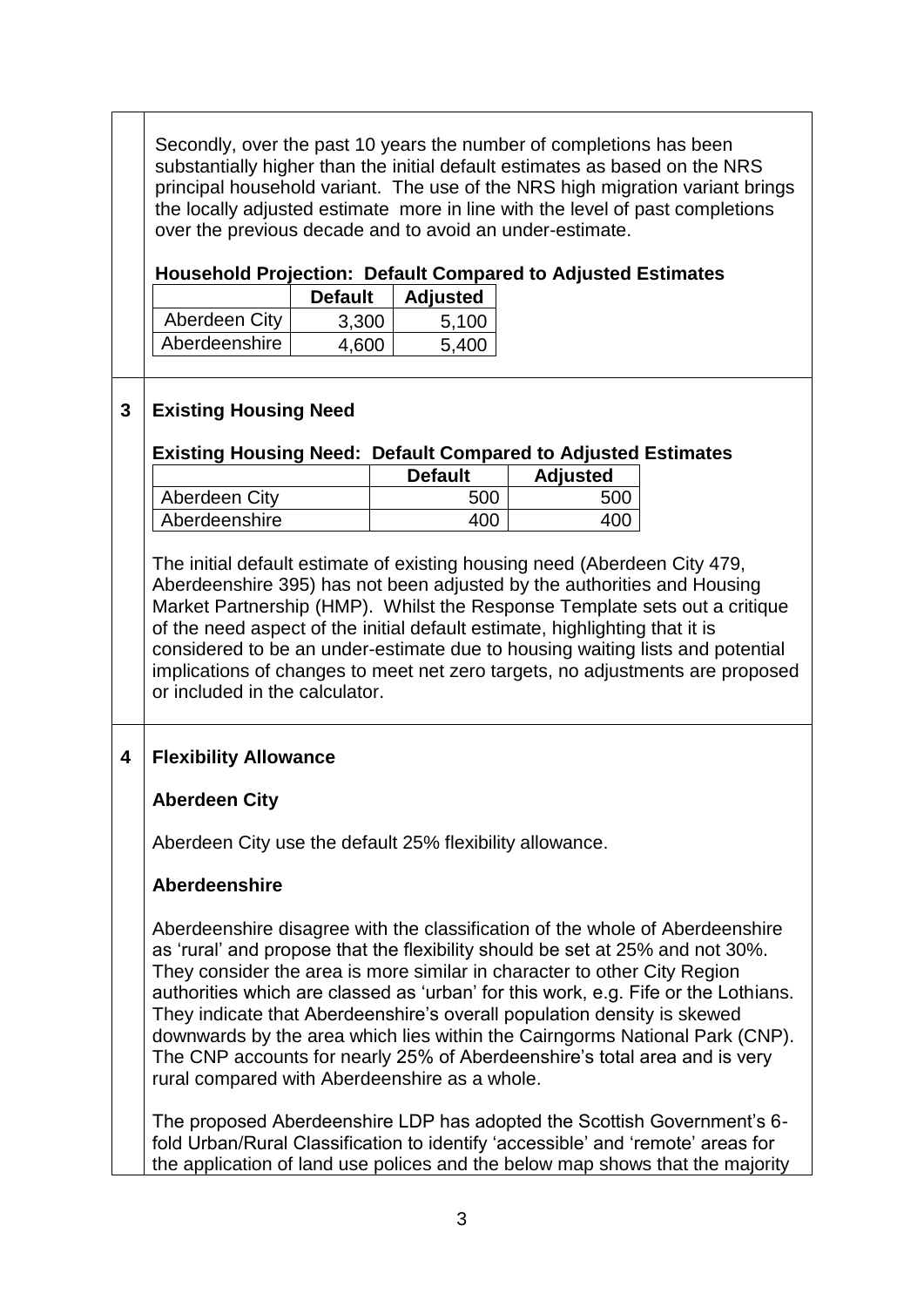Secondly, over the past 10 years the number of completions has been substantially higher than the initial default estimates as based on the NRS principal household variant. The use of the NRS high migration variant brings the locally adjusted estimate more in line with the level of past completions over the previous decade and to avoid an under-estimate.

**Household Projection: Default Compared to Adjusted Estimates**

| | Default | Adjusted |
|---|---|---|
| Aberdeen City | 3,300 | 5,100 |
| Aberdeenshire | 4,600 | 5,400 |

## 3 Existing Housing Need

**Existing Housing Need: Default Compared to Adjusted Estimates**

| | Default | Adjusted |
|---|---|---|
| Aberdeen City | 500 | 500 |
| Aberdeenshire | 400 | 400 |

The initial default estimate of existing housing need (Aberdeen City 479, Aberdeenshire 395) has not been adjusted by the authorities and Housing Market Partnership (HMP). Whilst the Response Template sets out a critique of the need aspect of the initial default estimate, highlighting that it is considered to be an under-estimate due to housing waiting lists and potential implications of changes to meet net zero targets, no adjustments are proposed or included in the calculator.

## 4 Flexibility Allowance

### Aberdeen City

Aberdeen City use the default 25% flexibility allowance.

### Aberdeenshire

Aberdeenshire disagree with the classification of the whole of Aberdeenshire as 'rural' and propose that the flexibility should be set at 25% and not 30%. They consider the area is more similar in character to other City Region authorities which are classed as 'urban' for this work, e.g. Fife or the Lothians. They indicate that Aberdeenshire's overall population density is skewed downwards by the area which lies within the Cairngorms National Park (CNP). The CNP accounts for nearly 25% of Aberdeenshire's total area and is very rural compared with Aberdeenshire as a whole.

The proposed Aberdeenshire LDP has adopted the Scottish Government's 6-fold Urban/Rural Classification to identify 'accessible' and 'remote' areas for the application of land use polices and the below map shows that the majority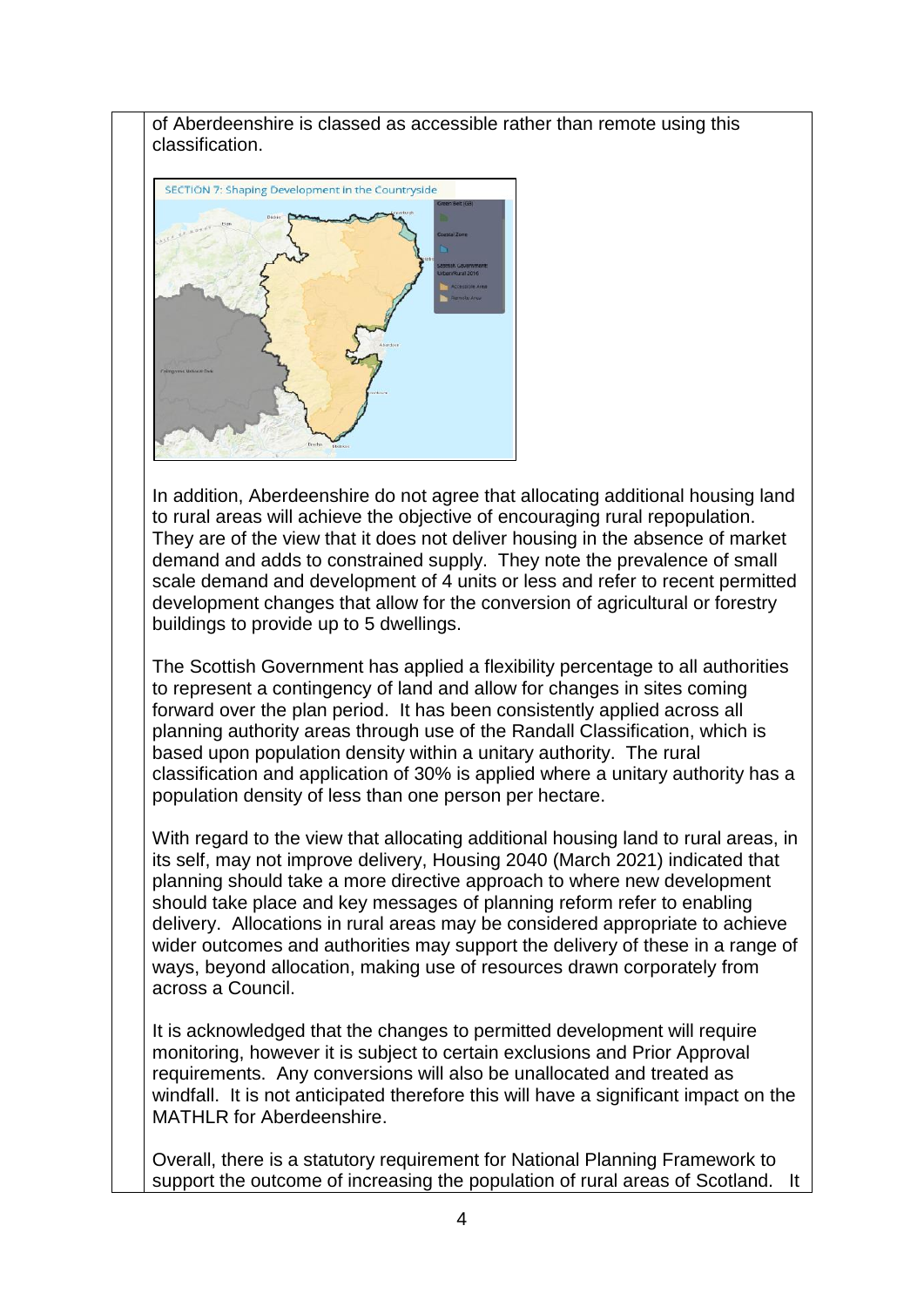of Aberdeenshire is classed as accessible rather than remote using this classification.

In addition, Aberdeenshire do not agree that allocating additional housing land to rural areas will achieve the objective of encouraging rural repopulation. They are of the view that it does not deliver housing in the absence of market demand and adds to constrained supply. They note the prevalence of small scale demand and development of 4 units or less and refer to recent permitted development changes that allow for the conversion of agricultural or forestry buildings to provide up to 5 dwellings.

The Scottish Government has applied a flexibility percentage to all authorities to represent a contingency of land and allow for changes in sites coming forward over the plan period. It has been consistently applied across all planning authority areas through use of the Randall Classification, which is based upon population density within a unitary authority. The rural classification and application of 30% is applied where a unitary authority has a population density of less than one person per hectare.

With regard to the view that allocating additional housing land to rural areas, in its self, may not improve delivery, Housing 2040 (March 2021) indicated that planning should take a more directive approach to where new development should take place and key messages of planning reform refer to enabling delivery. Allocations in rural areas may be considered appropriate to achieve wider outcomes and authorities may support the delivery of these in a range of ways, beyond allocation, making use of resources drawn corporately from across a Council.

It is acknowledged that the changes to permitted development will require monitoring, however it is subject to certain exclusions and Prior Approval requirements. Any conversions will also be unallocated and treated as windfall. It is not anticipated therefore this will have a significant impact on the MATHLR for Aberdeenshire.

Overall, there is a statutory requirement for National Planning Framework to support the outcome of increasing the population of rural areas of Scotland. It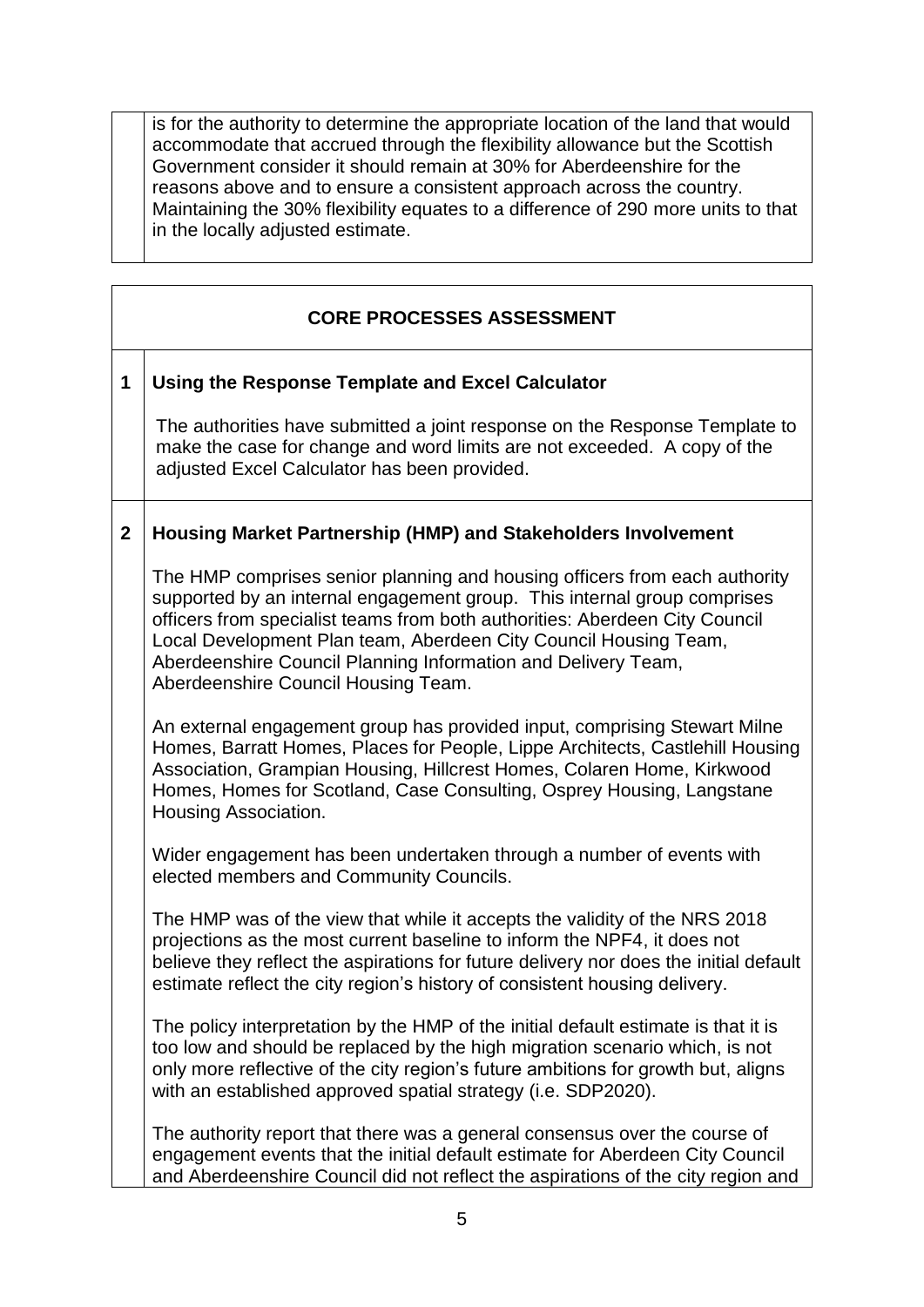is for the authority to determine the appropriate location of the land that would accommodate that accrued through the flexibility allowance but the Scottish Government consider it should remain at 30% for Aberdeenshire for the reasons above and to ensure a consistent approach across the country. Maintaining the 30% flexibility equates to a difference of 290 more units to that in the locally adjusted estimate.

## CORE PROCESSES ASSESSMENT

### 1 Using the Response Template and Excel Calculator

The authorities have submitted a joint response on the Response Template to make the case for change and word limits are not exceeded. A copy of the adjusted Excel Calculator has been provided.

### 2 Housing Market Partnership (HMP) and Stakeholders Involvement

The HMP comprises senior planning and housing officers from each authority supported by an internal engagement group. This internal group comprises officers from specialist teams from both authorities: Aberdeen City Council Local Development Plan team, Aberdeen City Council Housing Team, Aberdeenshire Council Planning Information and Delivery Team, Aberdeenshire Council Housing Team.

An external engagement group has provided input, comprising Stewart Milne Homes, Barratt Homes, Places for People, Lippe Architects, Castlehill Housing Association, Grampian Housing, Hillcrest Homes, Colaren Home, Kirkwood Homes, Homes for Scotland, Case Consulting, Osprey Housing, Langstane Housing Association.

Wider engagement has been undertaken through a number of events with elected members and Community Councils.

The HMP was of the view that while it accepts the validity of the NRS 2018 projections as the most current baseline to inform the NPF4, it does not believe they reflect the aspirations for future delivery nor does the initial default estimate reflect the city region's history of consistent housing delivery.

The policy interpretation by the HMP of the initial default estimate is that it is too low and should be replaced by the high migration scenario which, is not only more reflective of the city region's future ambitions for growth but, aligns with an established approved spatial strategy (i.e. SDP2020).

The authority report that there was a general consensus over the course of engagement events that the initial default estimate for Aberdeen City Council and Aberdeenshire Council did not reflect the aspirations of the city region and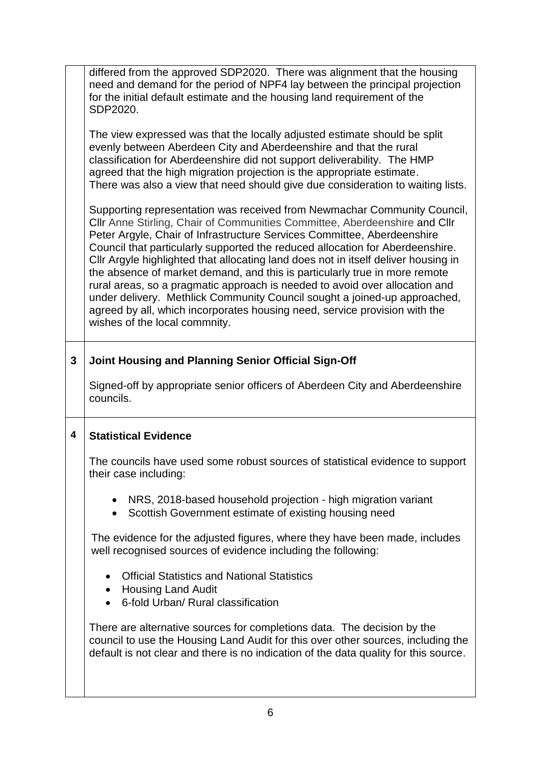| | |
|---|---|
| | differed from the approved SDP2020. There was alignment that the housing need and demand for the period of NPF4 lay between the principal projection for the initial default estimate and the housing land requirement of the SDP2020.<br><br>The view expressed was that the locally adjusted estimate should be split evenly between Aberdeen City and Aberdeenshire and that the rural classification for Aberdeenshire did not support deliverability. The HMP agreed that the high migration projection is the appropriate estimate. There was also a view that need should give due consideration to waiting lists.<br><br>Supporting representation was received from Newmachar Community Council, Cllr Anne Stirling, Chair of Communities Committee, Aberdeenshire and Cllr Peter Argyle, Chair of Infrastructure Services Committee, Aberdeenshire Council that particularly supported the reduced allocation for Aberdeenshire. Cllr Argyle highlighted that allocating land does not in itself deliver housing in the absence of market demand, and this is particularly true in more remote rural areas, so a pragmatic approach is needed to avoid over allocation and under delivery. Methlick Community Council sought a joined-up approached, agreed by all, which incorporates housing need, service provision with the wishes of the local commnity. |
| **3** | **Joint Housing and Planning Senior Official Sign-Off**<br><br>Signed-off by appropriate senior officers of Aberdeen City and Aberdeenshire councils. |
| **4** | **Statistical Evidence**<br><br>The councils have used some robust sources of statistical evidence to support their case including:<br><br>• NRS, 2018-based household projection - high migration variant<br>• Scottish Government estimate of existing housing need<br><br>The evidence for the adjusted figures, where they have been made, includes well recognised sources of evidence including the following:<br><br>• Official Statistics and National Statistics<br>• Housing Land Audit<br>• 6-fold Urban/ Rural classification<br><br>There are alternative sources for completions data. The decision by the council to use the Housing Land Audit for this over other sources, including the default is not clear and there is no indication of the data quality for this source. |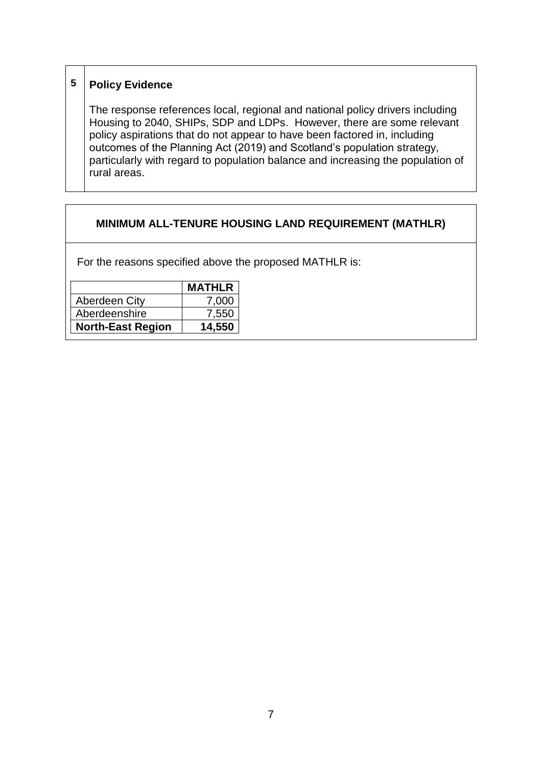**5 Policy Evidence**

The response references local, regional and national policy drivers including Housing to 2040, SHIPs, SDP and LDPs. However, there are some relevant policy aspirations that do not appear to have been factored in, including outcomes of the Planning Act (2019) and Scotland's population strategy, particularly with regard to population balance and increasing the population of rural areas.

**MINIMUM ALL-TENURE HOUSING LAND REQUIREMENT (MATHLR)**

For the reasons specified above the proposed MATHLR is:

| | **MATHLR** |
|---|---|
| Aberdeen City | 7,000 |
| Aberdeenshire | 7,550 |
| **North-East Region** | **14,550** |